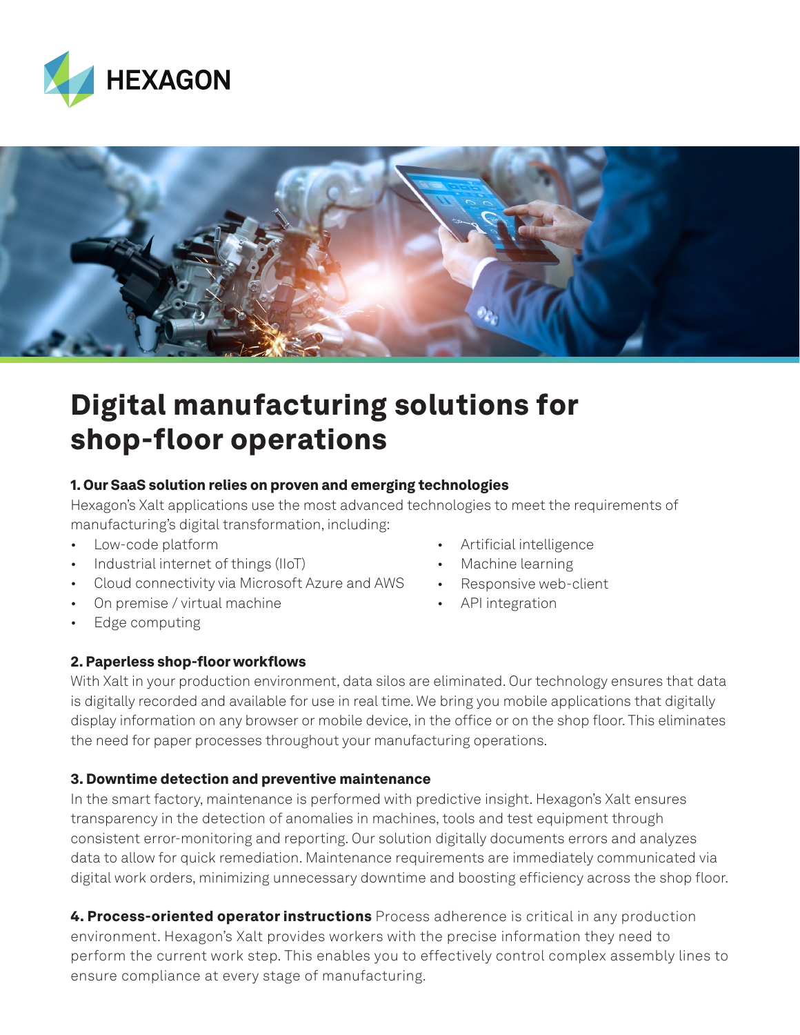HEXAGON

# Digital manufacturing solutions for shop-floor operations

### 1. Our SaaS solution relies on proven and emerging technologies

Hexagon's Xalt applications use the most advanced technologies to meet the requirements of manufacturing's digital transformation, including:

- Low-code platform
- Industrial internet of things (IIoT)
- Cloud connectivity via Microsoft Azure and AWS
- On premise / virtual machine
- Edge computing
- Artificial intelligence
- Machine learning
- Responsive web-client
- API integration

### 2. Paperless shop-floor workflows

With Xalt in your production environment, data silos are eliminated. Our technology ensures that data is digitally recorded and available for use in real time. We bring you mobile applications that digitally display information on any browser or mobile device, in the office or on the shop floor. This eliminates the need for paper processes throughout your manufacturing operations.

### 3. Downtime detection and preventive maintenance

In the smart factory, maintenance is performed with predictive insight. Hexagon's Xalt ensures transparency in the detection of anomalies in machines, tools and test equipment through consistent error-monitoring and reporting. Our solution digitally documents errors and analyzes data to allow for quick remediation. Maintenance requirements are immediately communicated via digital work orders, minimizing unnecessary downtime and boosting efficiency across the shop floor.

**4. Process-oriented operator instructions** Process adherence is critical in any production environment. Hexagon's Xalt provides workers with the precise information they need to perform the current work step. This enables you to effectively control complex assembly lines to ensure compliance at every stage of manufacturing.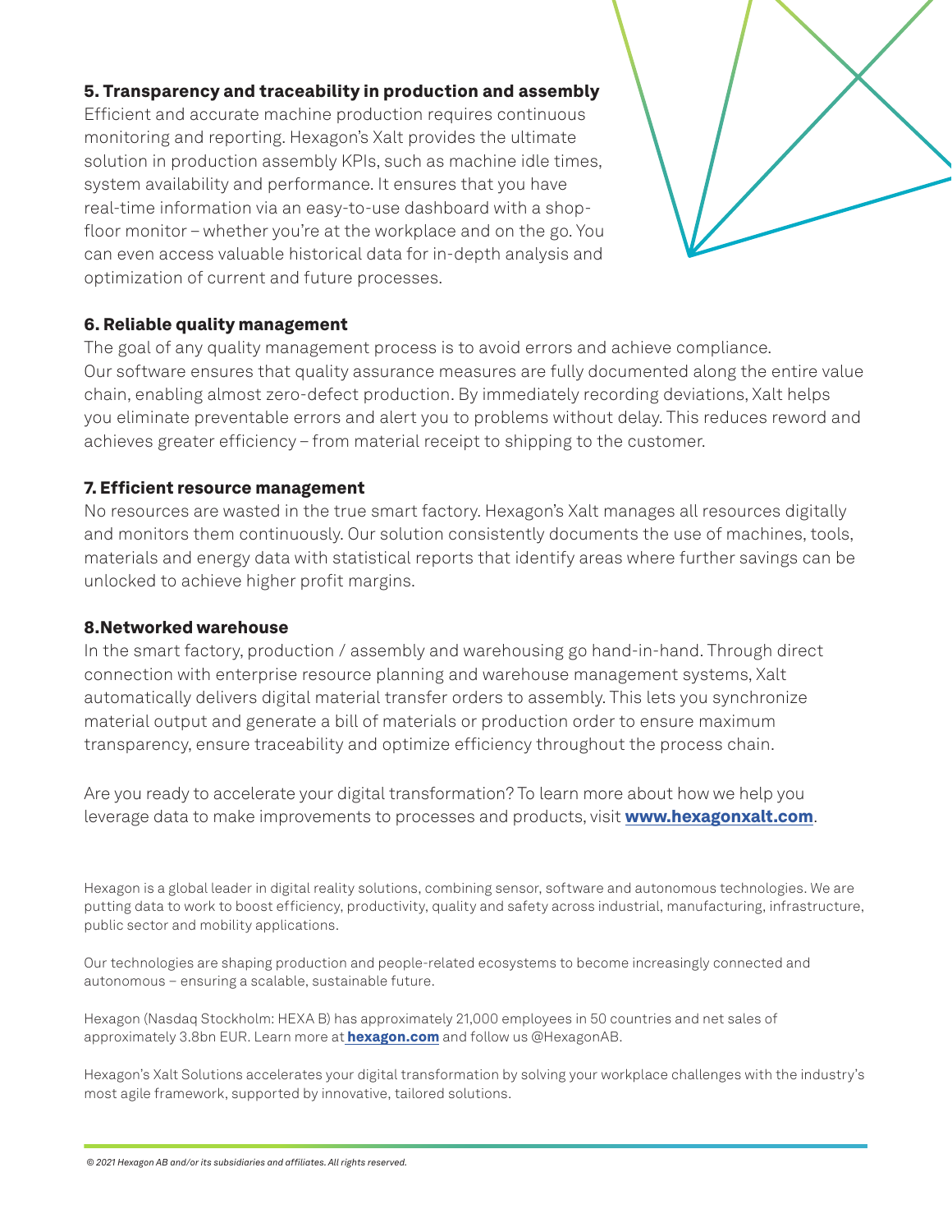### 5. Transparency and traceability in production and assembly

Efficient and accurate machine production requires continuous monitoring and reporting. Hexagon's Xalt provides the ultimate solution in production assembly KPIs, such as machine idle times, system availability and performance. It ensures that you have real-time information via an easy-to-use dashboard with a shop-floor monitor – whether you're at the workplace and on the go. You can even access valuable historical data for in-depth analysis and optimization of current and future processes.

### 6. Reliable quality management

The goal of any quality management process is to avoid errors and achieve compliance. Our software ensures that quality assurance measures are fully documented along the entire value chain, enabling almost zero-defect production. By immediately recording deviations, Xalt helps you eliminate preventable errors and alert you to problems without delay. This reduces reword and achieves greater efficiency – from material receipt to shipping to the customer.

### 7. Efficient resource management

No resources are wasted in the true smart factory. Hexagon's Xalt manages all resources digitally and monitors them continuously. Our solution consistently documents the use of machines, tools, materials and energy data with statistical reports that identify areas where further savings can be unlocked to achieve higher profit margins.

### 8.Networked warehouse

In the smart factory, production / assembly and warehousing go hand-in-hand. Through direct connection with enterprise resource planning and warehouse management systems, Xalt automatically delivers digital material transfer orders to assembly. This lets you synchronize material output and generate a bill of materials or production order to ensure maximum transparency, ensure traceability and optimize efficiency throughout the process chain.

Are you ready to accelerate your digital transformation? To learn more about how we help you leverage data to make improvements to processes and products, visit **www.hexagonxalt.com**.

Hexagon is a global leader in digital reality solutions, combining sensor, software and autonomous technologies. We are putting data to work to boost efficiency, productivity, quality and safety across industrial, manufacturing, infrastructure, public sector and mobility applications.

Our technologies are shaping production and people-related ecosystems to become increasingly connected and autonomous – ensuring a scalable, sustainable future.

Hexagon (Nasdaq Stockholm: HEXA B) has approximately 21,000 employees in 50 countries and net sales of approximately 3.8bn EUR. Learn more at **hexagon.com** and follow us @HexagonAB.

Hexagon's Xalt Solutions accelerates your digital transformation by solving your workplace challenges with the industry's most agile framework, supported by innovative, tailored solutions.

*© 2021 Hexagon AB and/or its subsidiaries and affiliates. All rights reserved.*